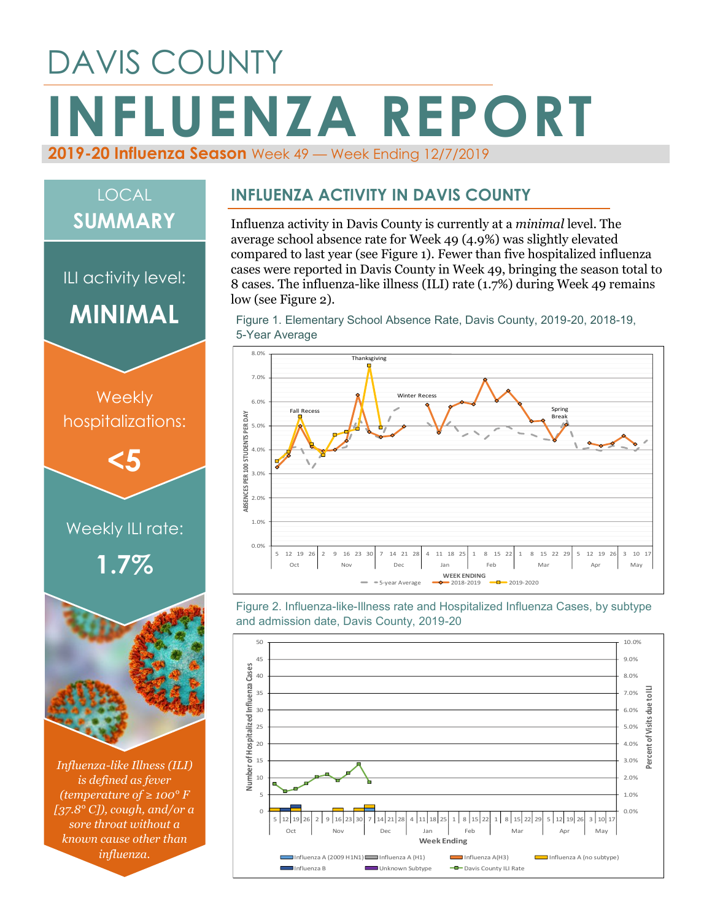# DAVIS COUNTY

# INFLUENZA REPORT

**2019-20 Influenza Season** Week 49 — Week Ending 12/7/2019

## LOCAL SUMMARY

ILI activity level:

**MINIMAL**

Weekly hospitalizations:

**<5**

Weekly ILI rate:

**1.7%**

*Influenza-like Illness (ILI) is defined as fever (temperature of ≥ 100° F [37.8° C]), cough, and/or a sore throat without a known cause other than influenza.*

## INFLUENZA ACTIVITY IN DAVIS COUNTY

Influenza activity in Davis County is currently at a *minimal* level. The average school absence rate for Week 49 (4.9%) was slightly elevated compared to last year (see Figure 1). Fewer than five hospitalized influenza cases were reported in Davis County in Week 49, bringing the season total to 8 cases. The influenza-like illness (ILI) rate (1.7%) during Week 49 remains low (see Figure 2).

Figure 1. Elementary School Absence Rate, Davis County, 2019-20, 2018-19, 5-Year Average

Figure 2. Influenza-like-Illness rate and Hospitalized Influenza Cases, by subtype and admission date, Davis County, 2019-20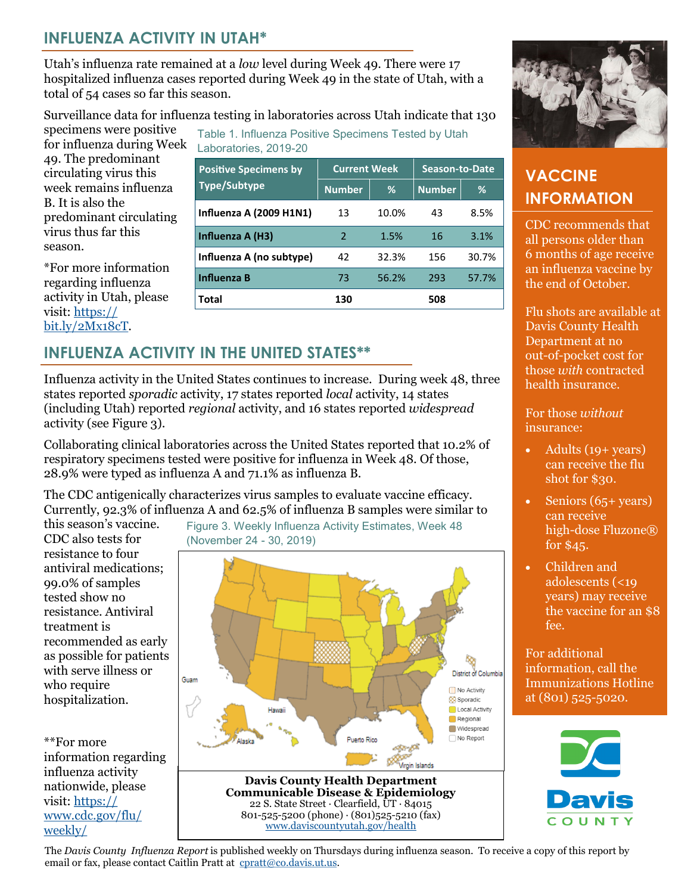## INFLUENZA ACTIVITY IN UTAH*

Utah's influenza rate remained at a *low* level during Week 49. There were 17 hospitalized influenza cases reported during Week 49 in the state of Utah, with a total of 54 cases so far this season.

Surveillance data for influenza testing in laboratories across Utah indicate that 130 specimens were positive for influenza during Week 49. The predominant circulating virus this week remains influenza B. It is also the predominant circulating virus thus far this season.

*For more information regarding influenza activity in Utah, please visit: https://bit.ly/2Mx18cT.

Table 1. Influenza Positive Specimens Tested by Utah Laboratories, 2019-20

| Positive Specimens by Type/Subtype | Current Week | | Season-to-Date | |
|---|---|---|---|---|
| | Number | % | Number | % |
| Influenza A (2009 H1N1) | 13 | 10.0% | 43 | 8.5% |
| Influenza A (H3) | 2 | 1.5% | 16 | 3.1% |
| Influenza A (no subtype) | 42 | 32.3% | 156 | 30.7% |
| Influenza B | 73 | 56.2% | 293 | 57.7% |
| **Total** | **130** | | **508** | |

## INFLUENZA ACTIVITY IN THE UNITED STATES**

Influenza activity in the United States continues to increase. During week 48, three states reported *sporadic* activity, 17 states reported *local* activity, 14 states (including Utah) reported *regional* activity, and 16 states reported *widespread* activity (see Figure 3).

Collaborating clinical laboratories across the United States reported that 10.2% of respiratory specimens tested were positive for influenza in Week 48. Of those, 28.9% were typed as influenza A and 71.1% as influenza B.

The CDC antigenically characterizes virus samples to evaluate vaccine efficacy. Currently, 92.3% of influenza A and 62.5% of influenza B samples were similar to this season's vaccine. CDC also tests for resistance to four antiviral medications; 99.0% of samples tested show no resistance. Antiviral treatment is recommended as early as possible for patients with serve illness or who require hospitalization.

**For more information regarding influenza activity nationwide, please visit: https://www.cdc.gov/flu/weekly/

Figure 3. Weekly Influenza Activity Estimates, Week 48 (November 24 - 30, 2019)

Guam
Hawaii
Alaska
Puerto Rico
Virgin Islands
District of Columbia
No Activity
Sporadic
Local Activity
Regional
Widespread
No Report

**Davis County Health Department**
**Communicable Disease & Epidemiology**
22 S. State Street · Clearfield, UT · 84015
801-525-5200 (phone) · (801)525-5210 (fax)
www.daviscountyutah.gov/health

## VACCINE INFORMATION

CDC recommends that all persons older than 6 months of age receive an influenza vaccine by the end of October.

Flu shots are available at Davis County Health Department at no out-of-pocket cost for those *with* contracted health insurance.

For those *without* insurance:

- Adults (19+ years) can receive the flu shot for $30.
- Seniors (65+ years) can receive high-dose Fluzone® for $45.
- Children and adolescents (<19 years) may receive the vaccine for an $8 fee.

For additional information, call the Immunizations Hotline at (801) 525-5020.

Davis COUNTY

The *Davis County Influenza Report* is published weekly on Thursdays during influenza season. To receive a copy of this report by email or fax, please contact Caitlin Pratt at cpratt@co.davis.ut.us.